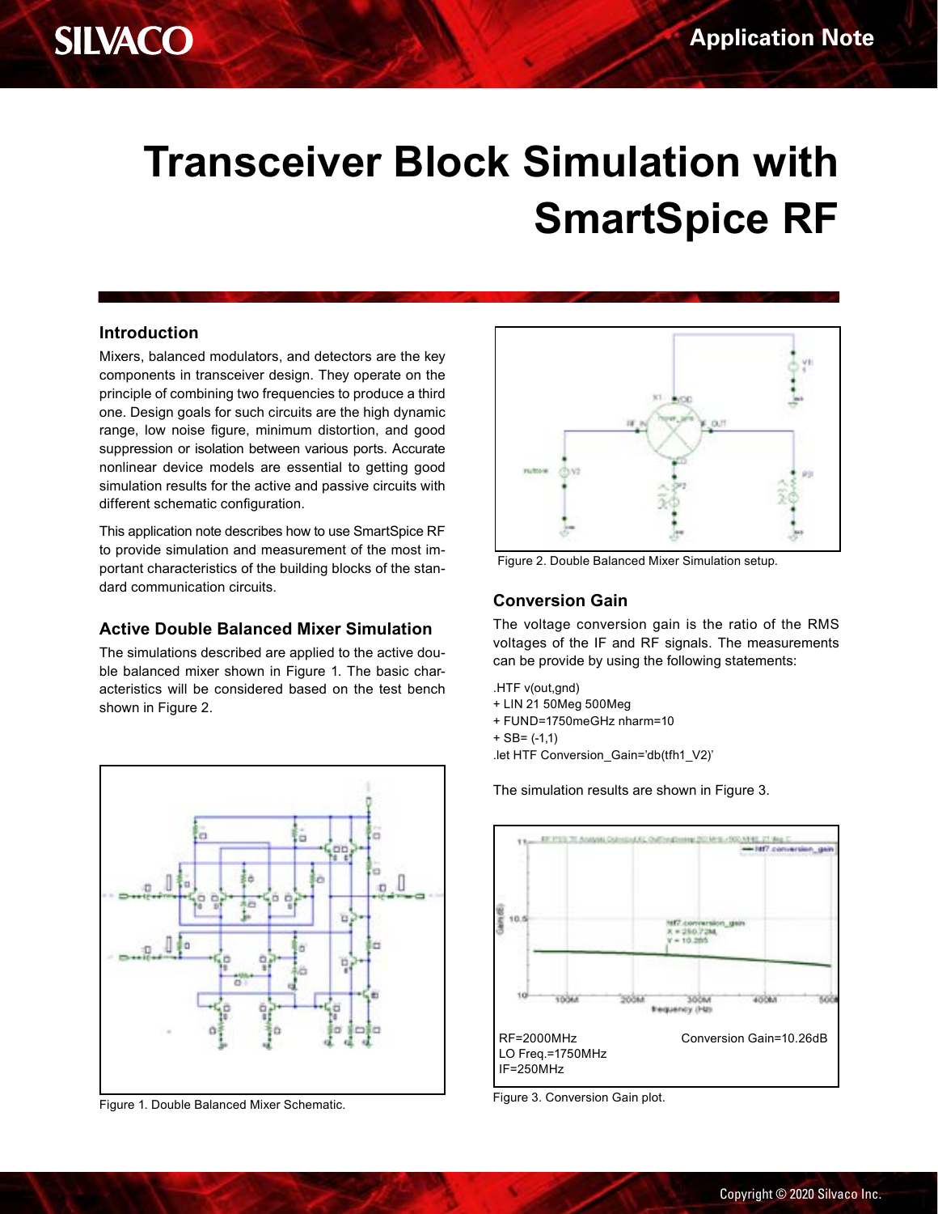# Transceiver Block Simulation with SmartSpice RF

## Introduction

Mixers, balanced modulators, and detectors are the key components in transceiver design. They operate on the principle of combining two frequencies to produce a third one. Design goals for such circuits are the high dynamic range, low noise figure, minimum distortion, and good suppression or isolation between various ports. Accurate nonlinear device models are essential to getting good simulation results for the active and passive circuits with different schematic configuration.

This application note describes how to use SmartSpice RF to provide simulation and measurement of the most important characteristics of the building blocks of the standard communication circuits.

## Active Double Balanced Mixer Simulation

The simulations described are applied to the active double balanced mixer shown in Figure 1. The basic characteristics will be considered based on the test bench shown in Figure 2.

Figure 1. Double Balanced Mixer Schematic.

Figure 2. Double Balanced Mixer Simulation setup.

## Conversion Gain

The voltage conversion gain is the ratio of the RMS voltages of the IF and RF signals. The measurements can be provide by using the following statements:

```
.HTF v(out,gnd)
+ LIN 21 50Meg 500Meg
+ FUND=1750meGHz nharm=10
+ SB= (-1,1)
.let HTF Conversion_Gain='db(tfh1_V2)'
```

The simulation results are shown in Figure 3.

RF=2000MHz
LO Freq.=1750MHz
IF=250MHz

Conversion Gain=10.26dB

Figure 3. Conversion Gain plot.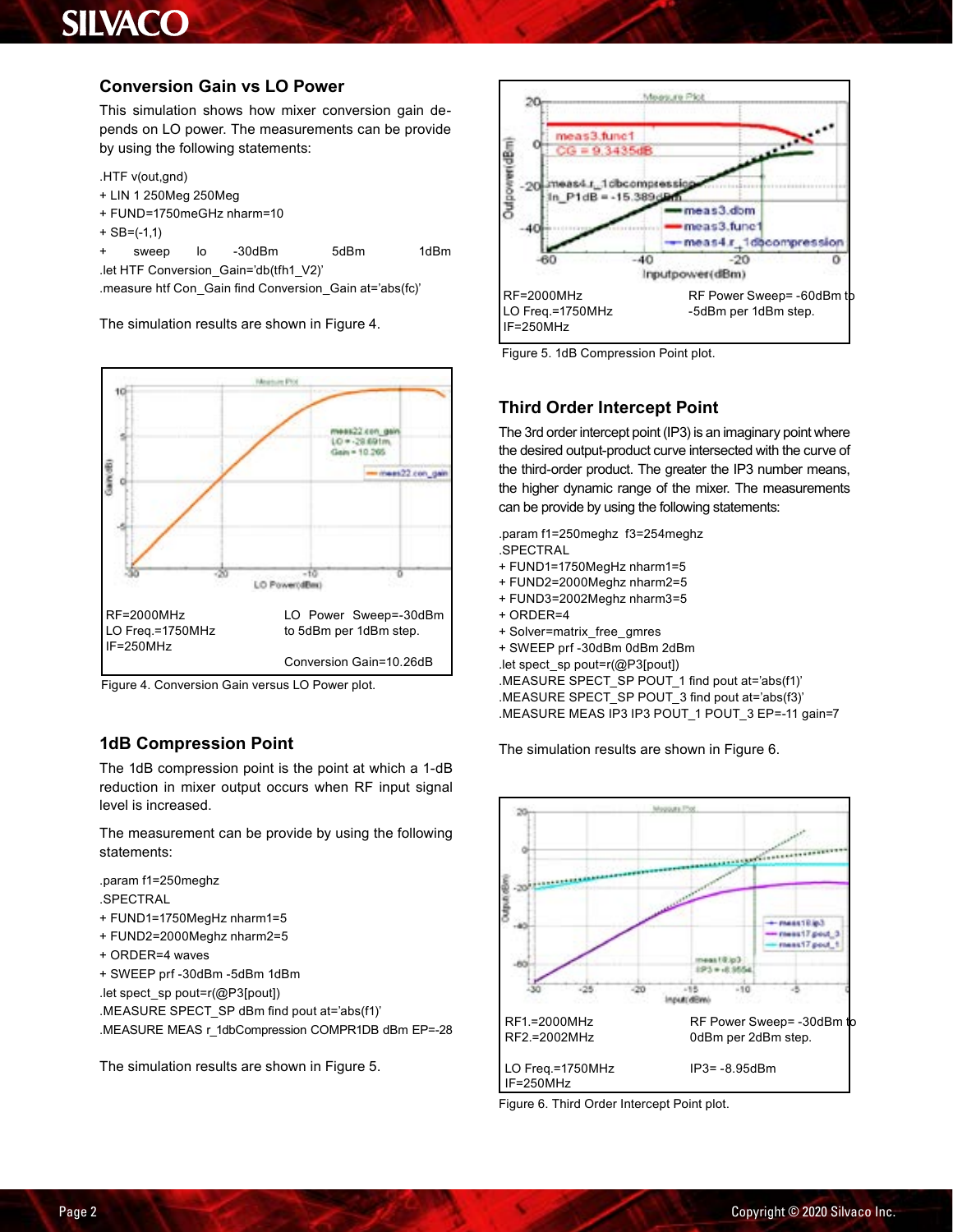## Conversion Gain vs LO Power

This simulation shows how mixer conversion gain depends on LO power. The measurements can be provide by using the following statements:

```
.HTF v(out,gnd)
+ LIN 1 250Meg 250Meg
+ FUND=1750meGHz nharm=10
+ SB=(-1,1)
+    sweep    lo    -30dBm    5dBm    1dBm
.let HTF Conversion_Gain='db(tfh1_V2)'
.measure htf Con_Gain find Conversion_Gain at='abs(fc)'
```

The simulation results are shown in Figure 4.

RF=2000MHz
LO Freq.=1750MHz
IF=250MHz

LO Power Sweep=-30dBm to 5dBm per 1dBm step.

Conversion Gain=10.26dB

Figure 4. Conversion Gain versus LO Power plot.

## 1dB Compression Point

The 1dB compression point is the point at which a 1-dB reduction in mixer output occurs when RF input signal level is increased.

The measurement can be provide by using the following statements:

```
.param f1=250meghz
.SPECTRAL
+ FUND1=1750MegHz nharm1=5
+ FUND2=2000Meghz nharm2=5
+ ORDER=4 waves
+ SWEEP prf -30dBm -5dBm 1dBm
.let spect_sp pout=r(@P3[pout])
.MEASURE SPECT_SP dBm find pout at='abs(f1)'
.MEASURE MEAS r_1dbCompression COMPR1DB dBm EP=-28
```

The simulation results are shown in Figure 5.

RF=2000MHz
LO Freq.=1750MHz
IF=250MHz

RF Power Sweep= -60dBm to -5dBm per 1dBm step.

Figure 5. 1dB Compression Point plot.

## Third Order Intercept Point

The 3rd order intercept point (IP3) is an imaginary point where the desired output-product curve intersected with the curve of the third-order product. The greater the IP3 number means, the higher dynamic range of the mixer. The measurements can be provide by using the following statements:

```
.param f1=250meghz  f3=254meghz
.SPECTRAL
+ FUND1=1750MegHz nharm1=5
+ FUND2=2000Meghz nharm2=5
+ FUND3=2002Meghz nharm3=5
+ ORDER=4
+ Solver=matrix_free_gmres
+ SWEEP prf -30dBm 0dBm 2dBm
.let spect_sp pout=r(@P3[pout])
.MEASURE SPECT_SP POUT_1 find pout at='abs(f1)'
.MEASURE SPECT_SP POUT_3 find pout at='abs(f3)'
.MEASURE MEAS IP3 IP3 POUT_1 POUT_3 EP=-11 gain=7
```

The simulation results are shown in Figure 6.

RF1.=2000MHz
RF2.=2002MHz

LO Freq.=1750MHz
IF=250MHz

RF Power Sweep= -30dBm to 0dBm per 2dBm step.

IP3= -8.95dBm

Figure 6. Third Order Intercept Point plot.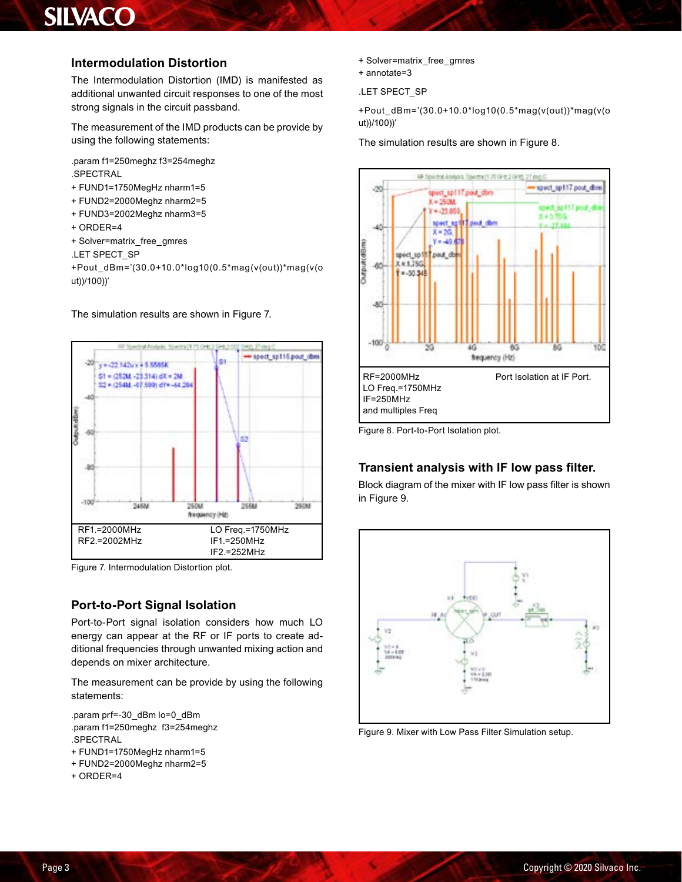## Intermodulation Distortion

The Intermodulation Distortion (IMD) is manifested as additional unwanted circuit responses to one of the most strong signals in the circuit passband.

The measurement of the IMD products can be provide by using the following statements:

```
.param f1=250meghz f3=254meghz
.SPECTRAL
+ FUND1=1750MegHz nharm1=5
+ FUND2=2000MegHz nharm2=5
+ FUND3=2002Meghz nharm3=5
+ ORDER=4
+ Solver=matrix_free_gmres
.LET SPECT_SP
+Pout_dBm='(30.0+10.0*log10(0.5*mag(v(out))*mag(v(out))/100))'
```

The simulation results are shown in Figure 7.

| RF1.=2000MHz | LO Freq.=1750MHz |
|---|---|
| RF2.=2002MHz | IF1.=250MHz |
| | IF2.=252MHz |

Figure 7. Intermodulation Distortion plot.

## Port-to-Port Signal Isolation

Port-to-Port signal isolation considers how much LO energy can appear at the RF or IF ports to create additional frequencies through unwanted mixing action and depends on mixer architecture.

The measurement can be provide by using the following statements:

```
.param prf=-30_dBm lo=0_dBm
.param f1=250meghz  f3=254meghz
.SPECTRAL
+ FUND1=1750MegHz nharm1=5
+ FUND2=2000Meghz nharm2=5
+ ORDER=4
+ Solver=matrix_free_gmres
+ annotate=3
.LET SPECT_SP
+Pout_dBm='(30.0+10.0*log10(0.5*mag(v(out))*mag(v(out))/100))'
```

The simulation results are shown in Figure 8.

| RF=2000MHz | Port Isolation at IF Port. |
|---|---|
| LO Freq.=1750MHz | |
| IF=250MHz | |
| and multiples Freq | |

Figure 8. Port-to-Port Isolation plot.

## Transient analysis with IF low pass filter.

Block diagram of the mixer with IF low pass filter is shown in Figure 9.

Figure 9. Mixer with Low Pass Filter Simulation setup.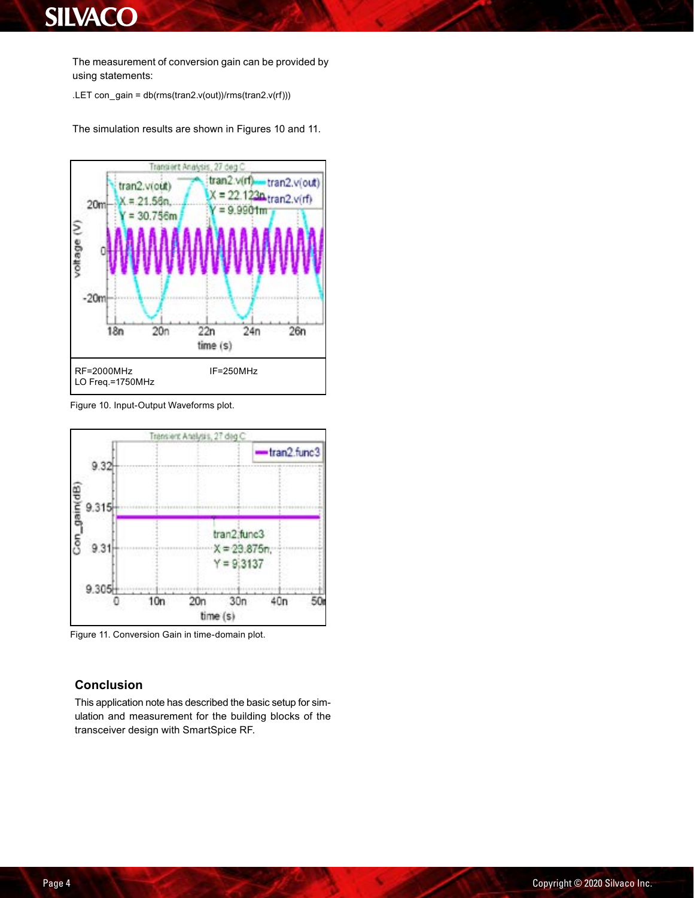The measurement of conversion gain can be provided by using statements:

```
.LET con_gain = db(rms(tran2.v(out))/rms(tran2.v(rf)))
```

The simulation results are shown in Figures 10 and 11.

Transient Analysis, 27 deg C

tran2.v(out)
X = 21.56n,
Y = 30.756m

tran2.v(rf)
X = 22.123n
Y = 9.9901m

tran2.v(out)
tran2.v(rf)

voltage (V)

20m
0
-20m

18n 20n 22n 24n 26n

time (s)

RF=2000MHz
LO Freq.=1750MHz
IF=250MHz

Figure 10. Input-Output Waveforms plot.

Transient Analysis, 27 deg C

tran2.func3

Con_gain(dB)

9.32
9.315
9.31
9.305

tran2.func3
X = 23.875n,
Y = 9.3137

0 10n 20n 30n 40n 50n

time (s)

Figure 11. Conversion Gain in time-domain plot.

## Conclusion

This application note has described the basic setup for simulation and measurement for the building blocks of the transceiver design with SmartSpice RF.